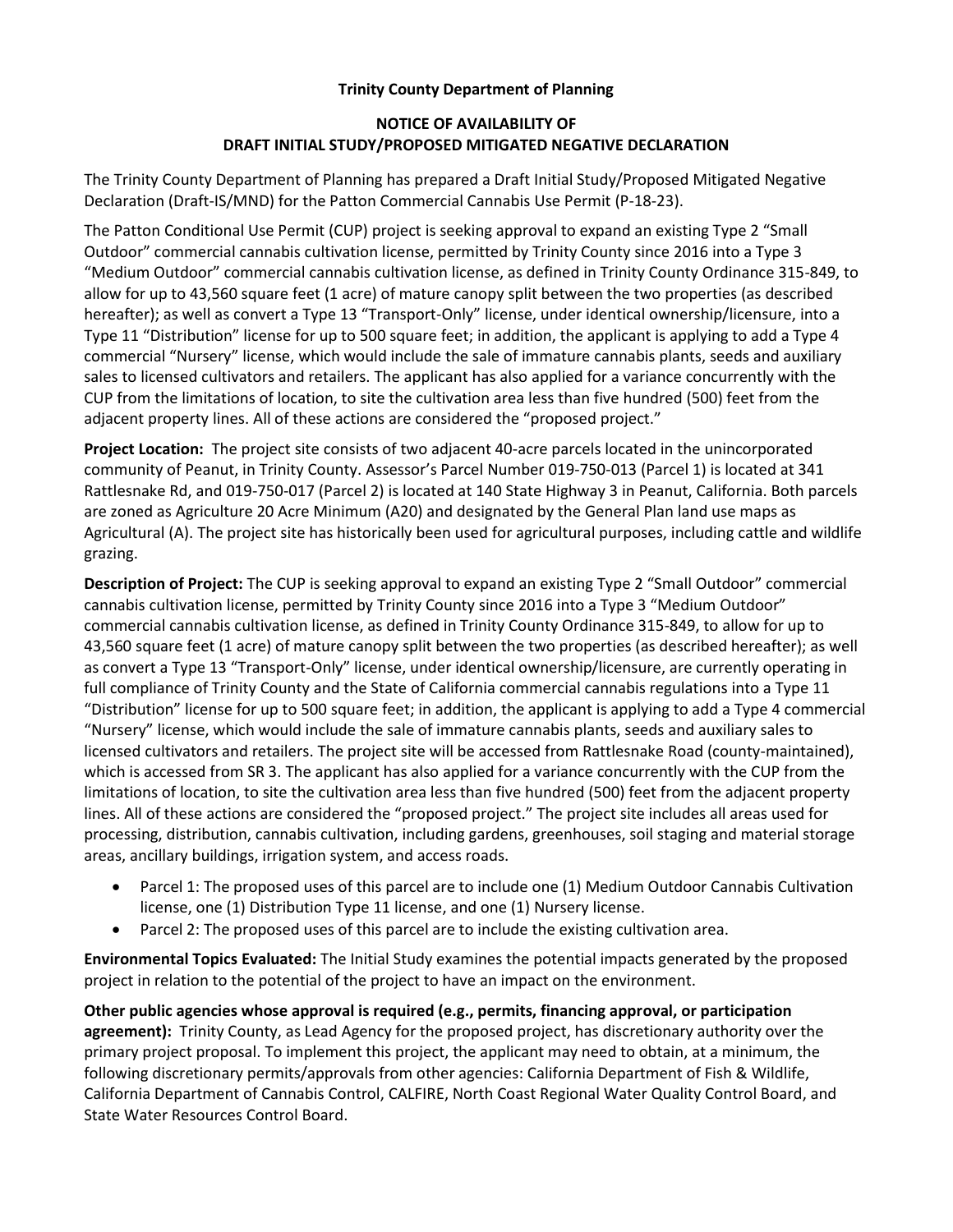**Trinity County Department of Planning**

**NOTICE OF AVAILABILITY OF DRAFT INITIAL STUDY/PROPOSED MITIGATED NEGATIVE DECLARATION**

The Trinity County Department of Planning has prepared a Draft Initial Study/Proposed Mitigated Negative Declaration (Draft-IS/MND) for the Patton Commercial Cannabis Use Permit (P-18-23).

The Patton Conditional Use Permit (CUP) project is seeking approval to expand an existing Type 2 "Small Outdoor" commercial cannabis cultivation license, permitted by Trinity County since 2016 into a Type 3 "Medium Outdoor" commercial cannabis cultivation license, as defined in Trinity County Ordinance 315-849, to allow for up to 43,560 square feet (1 acre) of mature canopy split between the two properties (as described hereafter); as well as convert a Type 13 "Transport-Only" license, under identical ownership/licensure, into a Type 11 "Distribution" license for up to 500 square feet; in addition, the applicant is applying to add a Type 4 commercial "Nursery" license, which would include the sale of immature cannabis plants, seeds and auxiliary sales to licensed cultivators and retailers. The applicant has also applied for a variance concurrently with the CUP from the limitations of location, to site the cultivation area less than five hundred (500) feet from the adjacent property lines. All of these actions are considered the "proposed project."

**Project Location:** The project site consists of two adjacent 40-acre parcels located in the unincorporated community of Peanut, in Trinity County. Assessor's Parcel Number 019-750-013 (Parcel 1) is located at 341 Rattlesnake Rd, and 019-750-017 (Parcel 2) is located at 140 State Highway 3 in Peanut, California. Both parcels are zoned as Agriculture 20 Acre Minimum (A20) and designated by the General Plan land use maps as Agricultural (A). The project site has historically been used for agricultural purposes, including cattle and wildlife grazing.

**Description of Project:** The CUP is seeking approval to expand an existing Type 2 "Small Outdoor" commercial cannabis cultivation license, permitted by Trinity County since 2016 into a Type 3 "Medium Outdoor" commercial cannabis cultivation license, as defined in Trinity County Ordinance 315-849, to allow for up to 43,560 square feet (1 acre) of mature canopy split between the two properties (as described hereafter); as well as convert a Type 13 "Transport-Only" license, under identical ownership/licensure, are currently operating in full compliance of Trinity County and the State of California commercial cannabis regulations into a Type 11 "Distribution" license for up to 500 square feet; in addition, the applicant is applying to add a Type 4 commercial "Nursery" license, which would include the sale of immature cannabis plants, seeds and auxiliary sales to licensed cultivators and retailers. The project site will be accessed from Rattlesnake Road (county-maintained), which is accessed from SR 3. The applicant has also applied for a variance concurrently with the CUP from the limitations of location, to site the cultivation area less than five hundred (500) feet from the adjacent property lines. All of these actions are considered the "proposed project." The project site includes all areas used for processing, distribution, cannabis cultivation, including gardens, greenhouses, soil staging and material storage areas, ancillary buildings, irrigation system, and access roads.

- Parcel 1: The proposed uses of this parcel are to include one (1) Medium Outdoor Cannabis Cultivation license, one (1) Distribution Type 11 license, and one (1) Nursery license.
- Parcel 2: The proposed uses of this parcel are to include the existing cultivation area.

**Environmental Topics Evaluated:** The Initial Study examines the potential impacts generated by the proposed project in relation to the potential of the project to have an impact on the environment.

**Other public agencies whose approval is required (e.g., permits, financing approval, or participation agreement):** Trinity County, as Lead Agency for the proposed project, has discretionary authority over the primary project proposal. To implement this project, the applicant may need to obtain, at a minimum, the following discretionary permits/approvals from other agencies: California Department of Fish & Wildlife, California Department of Cannabis Control, CALFIRE, North Coast Regional Water Quality Control Board, and State Water Resources Control Board.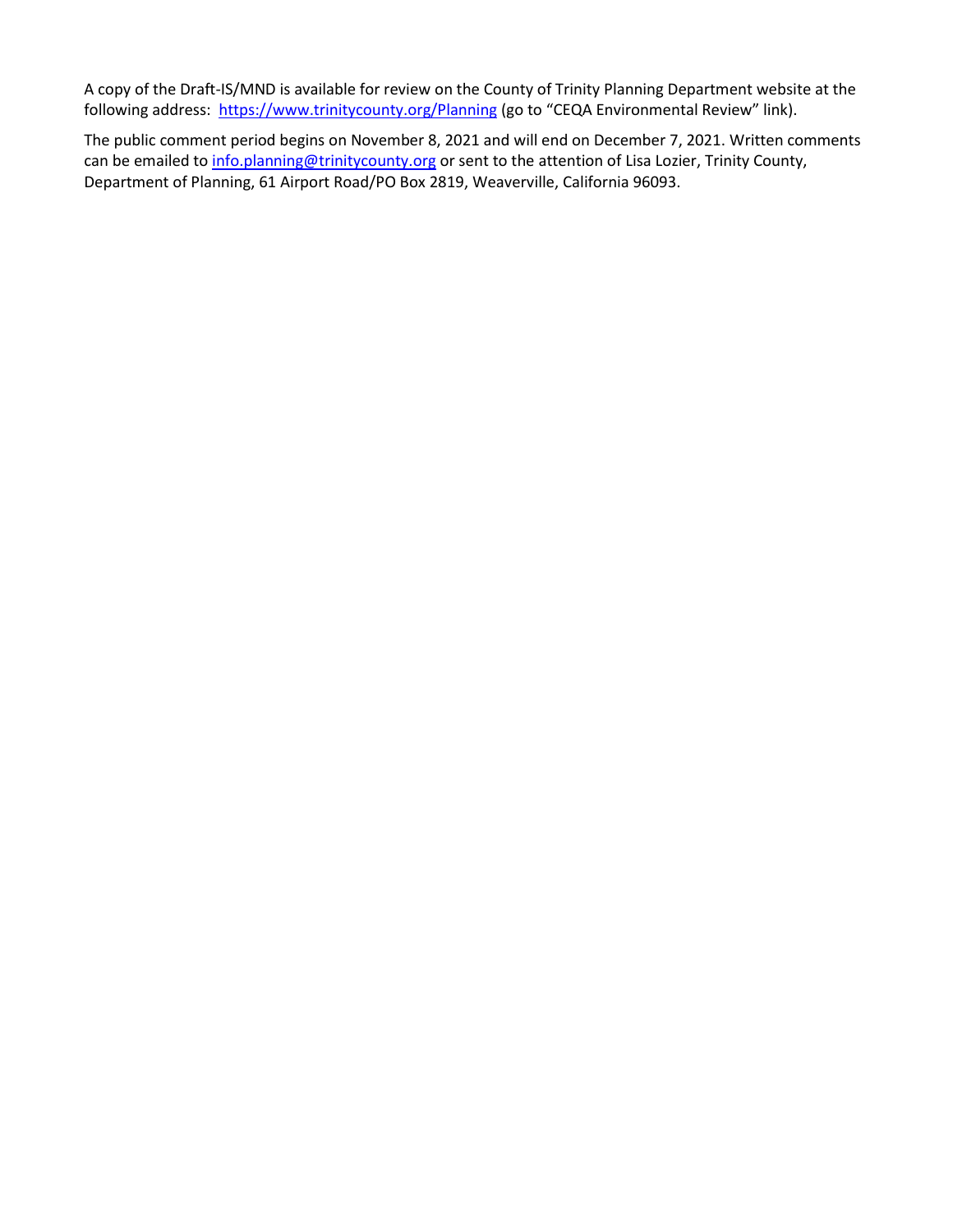A copy of the Draft-IS/MND is available for review on the County of Trinity Planning Department website at the following address: https://www.trinitycounty.org/Planning (go to "CEQA Environmental Review" link).

The public comment period begins on November 8, 2021 and will end on December 7, 2021. Written comments can be emailed to info.planning@trinitycounty.org or sent to the attention of Lisa Lozier, Trinity County, Department of Planning, 61 Airport Road/PO Box 2819, Weaverville, California 96093.